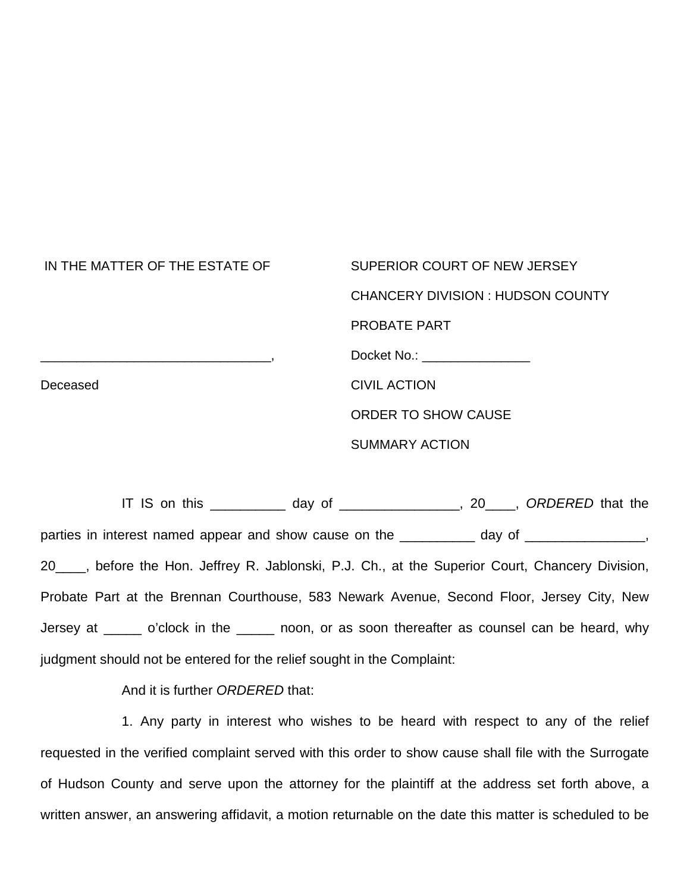| IN THE MATTER OF THE ESTATE OF | SUPERIOR COURT OF NEW JERSEY |
| --- | --- |
| | CHANCERY DIVISION : HUDSON COUNTY |
| | PROBATE PART |
| _________________________________, | Docket No.: _______________ |
| Deceased | CIVIL ACTION |
| | ORDER TO SHOW CAUSE |
| | SUMMARY ACTION |

IT IS on this __________ day of ________________, 20____, *ORDERED* that the parties in interest named appear and show cause on the __________ day of ________________, 20____, before the Hon. Jeffrey R. Jablonski, P.J. Ch., at the Superior Court, Chancery Division, Probate Part at the Brennan Courthouse, 583 Newark Avenue, Second Floor, Jersey City, New Jersey at _____ o'clock in the _____ noon, or as soon thereafter as counsel can be heard, why judgment should not be entered for the relief sought in the Complaint:

And it is further *ORDERED* that:

1. Any party in interest who wishes to be heard with respect to any of the relief requested in the verified complaint served with this order to show cause shall file with the Surrogate of Hudson County and serve upon the attorney for the plaintiff at the address set forth above, a written answer, an answering affidavit, a motion returnable on the date this matter is scheduled to be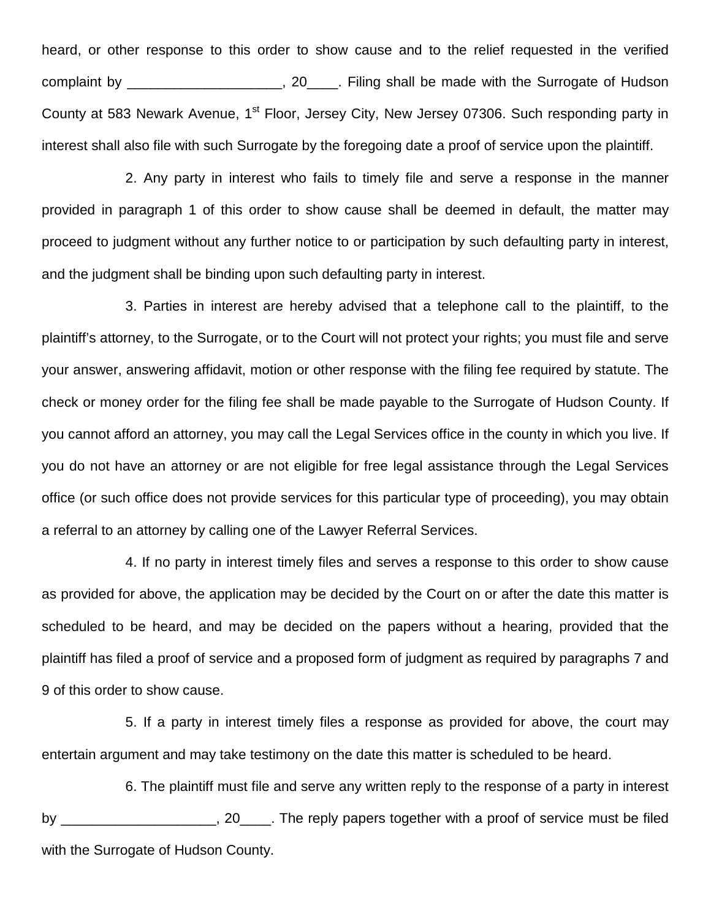heard, or other response to this order to show cause and to the relief requested in the verified complaint by ____________________, 20____. Filing shall be made with the Surrogate of Hudson County at 583 Newark Avenue, 1st Floor, Jersey City, New Jersey 07306. Such responding party in interest shall also file with such Surrogate by the foregoing date a proof of service upon the plaintiff.

2. Any party in interest who fails to timely file and serve a response in the manner provided in paragraph 1 of this order to show cause shall be deemed in default, the matter may proceed to judgment without any further notice to or participation by such defaulting party in interest, and the judgment shall be binding upon such defaulting party in interest.

3. Parties in interest are hereby advised that a telephone call to the plaintiff, to the plaintiff's attorney, to the Surrogate, or to the Court will not protect your rights; you must file and serve your answer, answering affidavit, motion or other response with the filing fee required by statute. The check or money order for the filing fee shall be made payable to the Surrogate of Hudson County. If you cannot afford an attorney, you may call the Legal Services office in the county in which you live. If you do not have an attorney or are not eligible for free legal assistance through the Legal Services office (or such office does not provide services for this particular type of proceeding), you may obtain a referral to an attorney by calling one of the Lawyer Referral Services.

4. If no party in interest timely files and serves a response to this order to show cause as provided for above, the application may be decided by the Court on or after the date this matter is scheduled to be heard, and may be decided on the papers without a hearing, provided that the plaintiff has filed a proof of service and a proposed form of judgment as required by paragraphs 7 and 9 of this order to show cause.

5. If a party in interest timely files a response as provided for above, the court may entertain argument and may take testimony on the date this matter is scheduled to be heard.

6. The plaintiff must file and serve any written reply to the response of a party in interest by ____________________, 20____. The reply papers together with a proof of service must be filed with the Surrogate of Hudson County.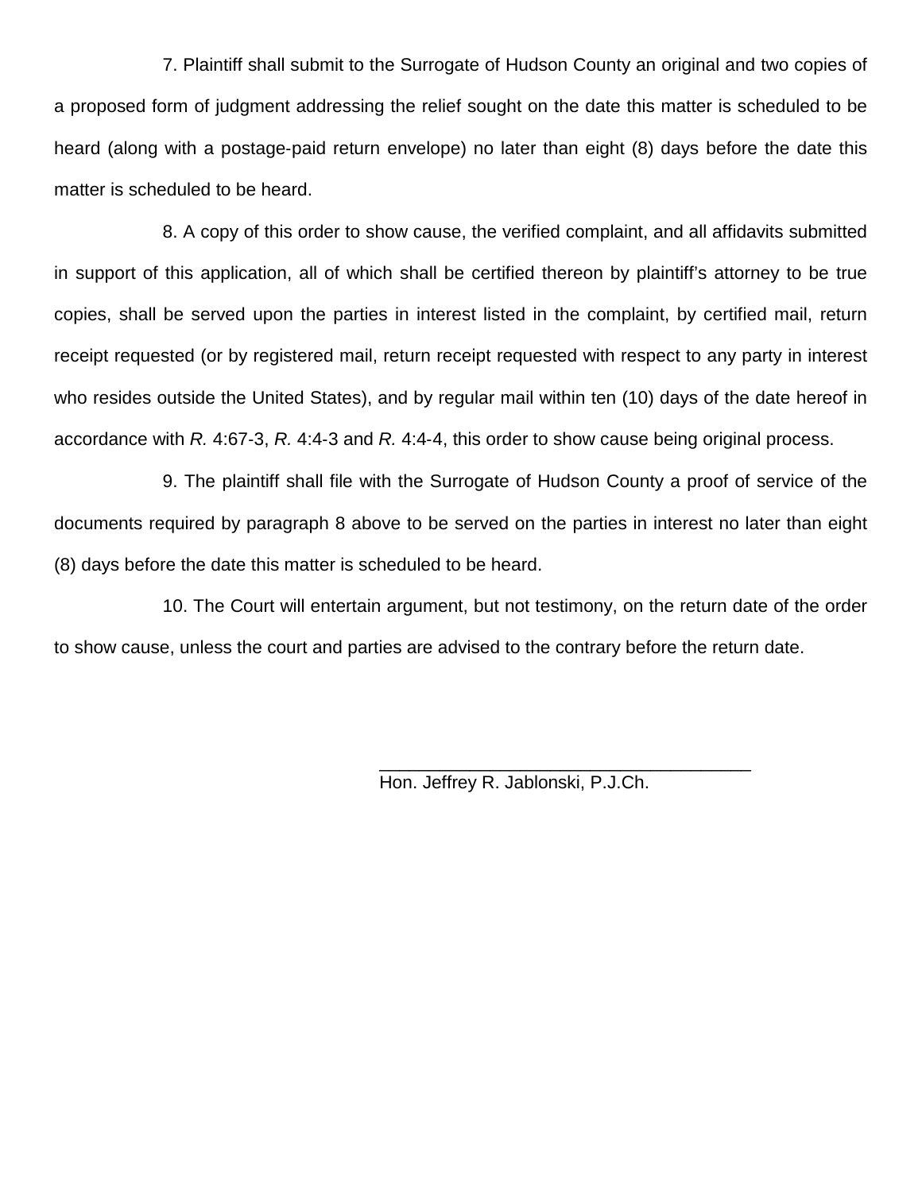7. Plaintiff shall submit to the Surrogate of Hudson County an original and two copies of a proposed form of judgment addressing the relief sought on the date this matter is scheduled to be heard (along with a postage-paid return envelope) no later than eight (8) days before the date this matter is scheduled to be heard.

8. A copy of this order to show cause, the verified complaint, and all affidavits submitted in support of this application, all of which shall be certified thereon by plaintiff's attorney to be true copies, shall be served upon the parties in interest listed in the complaint, by certified mail, return receipt requested (or by registered mail, return receipt requested with respect to any party in interest who resides outside the United States), and by regular mail within ten (10) days of the date hereof in accordance with *R.* 4:67-3, *R.* 4:4-3 and *R.* 4:4-4, this order to show cause being original process.

9. The plaintiff shall file with the Surrogate of Hudson County a proof of service of the documents required by paragraph 8 above to be served on the parties in interest no later than eight (8) days before the date this matter is scheduled to be heard.

10. The Court will entertain argument, but not testimony, on the return date of the order to show cause, unless the court and parties are advised to the contrary before the return date.

\_\_\_\_\_\_\_\_\_\_\_\_\_\_\_\_\_\_\_\_\_\_\_\_\_\_\_\_\_\_\_\_\_\_\_\_\_\_

Hon. Jeffrey R. Jablonski, P.J.Ch.